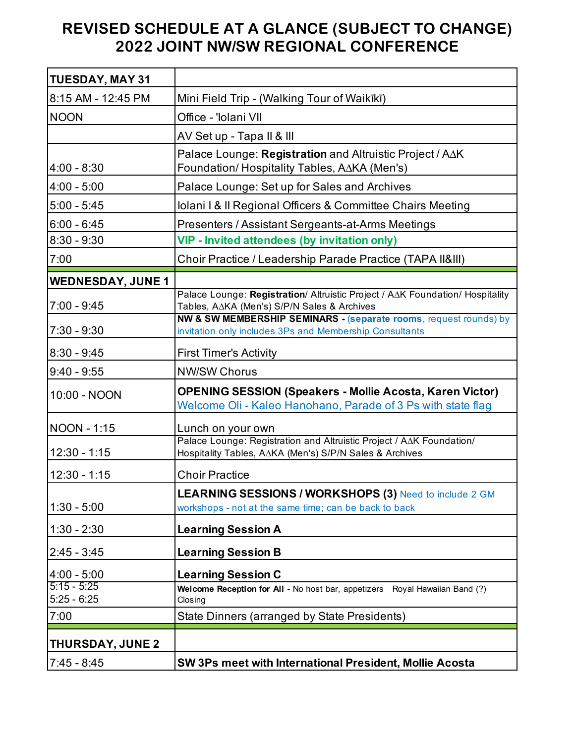# REVISED SCHEDULE AT A GLANCE (SUBJECT TO CHANGE)
# 2022 JOINT NW/SW REGIONAL CONFERENCE

| **TUESDAY, MAY 31** | |
|---|---|
| 8:15 AM - 12:45 PM | Mini Field Trip - (Walking Tour of Waikīkī) |
| NOON | Office - 'Iolani VII |
| | AV Set up - Tapa II & III |
| 4:00 - 8:30 | Palace Lounge: **Registration** and Altruistic Project / AΔK Foundation/ Hospitality Tables, AΔKA (Men's) |
| 4:00 - 5:00 | Palace Lounge: Set up for Sales and Archives |
| 5:00 - 5:45 | Iolani I & II Regional Officers & Committee Chairs Meeting |
| 6:00 - 6:45 | Presenters / Assistant Sergeants-at-Arms Meetings |
| 8:30 - 9:30 | **VIP - Invited attendees (by invitation only)** |
| 7:00 | Choir Practice / Leadership Parade Practice (TAPA II&III) |
| **WEDNESDAY, JUNE 1** | |
| 7:00 - 9:45 | Palace Lounge: **Registration**/ Altruistic Project / AΔK Foundation/ Hospitality Tables, AΔKA (Men's) S/P/N Sales & Archives |
| 7:30 - 9:30 | **NW & SW MEMBERSHIP SEMINARS - (separate rooms**, request rounds) by invitation only includes 3Ps and Membership Consultants |
| 8:30 - 9:45 | First Timer's Activity |
| 9:40 - 9:55 | NW/SW Chorus |
| 10:00 - NOON | **OPENING SESSION (Speakers - Mollie Acosta, Karen Victor)** Welcome Oli - Kaleo Hanohano, Parade of 3 Ps with state flag |
| NOON - 1:15 | Lunch on your own |
| 12:30 - 1:15 | Palace Lounge: Registration and Altruistic Project / AΔK Foundation/ Hospitality Tables, AΔKA (Men's) S/P/N Sales & Archives |
| 12:30 - 1:15 | Choir Practice |
| 1:30 - 5:00 | **LEARNING SESSIONS / WORKSHOPS (3)** Need to include 2 GM workshops - not at the same time; can be back to back |
| 1:30 - 2:30 | **Learning Session A** |
| 2:45 - 3:45 | **Learning Session B** |
| 4:00 - 5:00 | **Learning Session C** |
| 5:15 - 5:25<br>5:25 - 6:25 | **Welcome Reception for All** - No host bar, appetizers Royal Hawaiian Band (?)<br>Closing |
| 7:00 | State Dinners (arranged by State Presidents) |
| **THURSDAY, JUNE 2** | |
| 7:45 - 8:45 | **SW 3Ps meet with International President, Mollie Acosta** |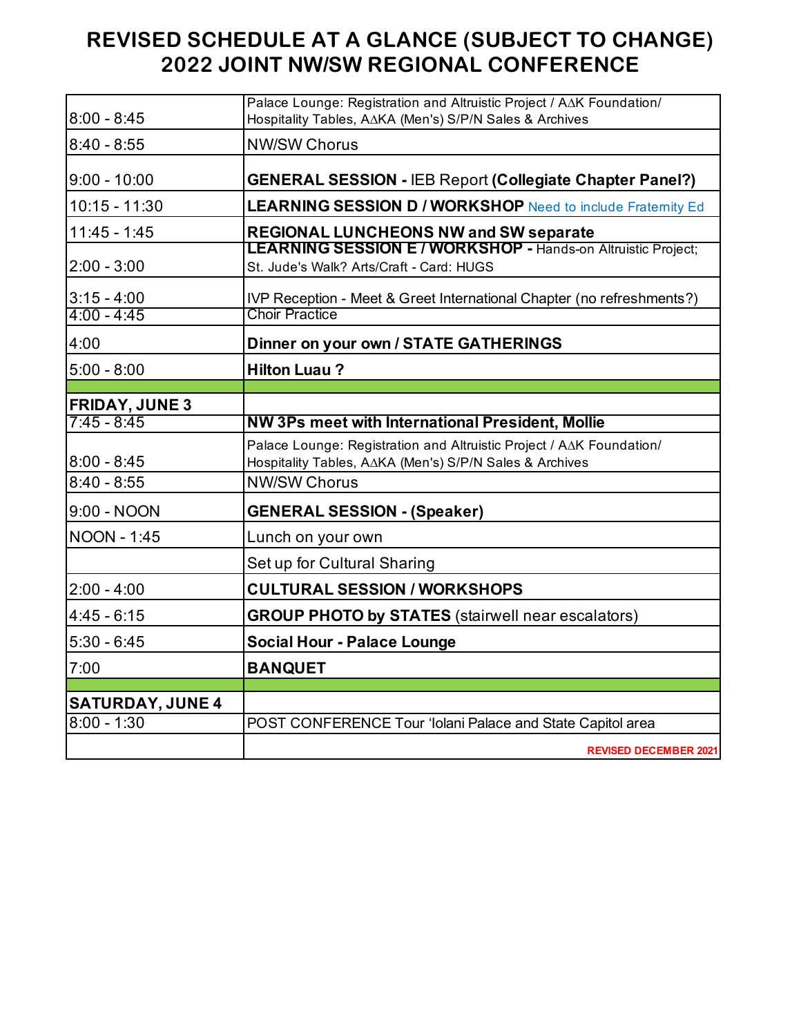# REVISED SCHEDULE AT A GLANCE (SUBJECT TO CHANGE)
# 2022 JOINT NW/SW REGIONAL CONFERENCE

| | |
|---|---|
| 8:00 - 8:45 | Palace Lounge: Registration and Altruistic Project / AΔK Foundation/ Hospitality Tables, AΔKA (Men's) S/P/N Sales & Archives |
| 8:40 - 8:55 | NW/SW Chorus |
| 9:00 - 10:00 | **GENERAL SESSION -** IEB Report **(Collegiate Chapter Panel?)** |
| 10:15 - 11:30 | **LEARNING SESSION D / WORKSHOP** Need to include Fraternity Ed |
| 11:45 - 1:45 | **REGIONAL LUNCHEONS NW and SW separate** |
| 2:00 - 3:00 | **LEARNING SESSION E / WORKSHOP -** Hands-on Altruistic Project; St. Jude's Walk? Arts/Craft - Card: HUGS |
| 3:15 - 4:00 | IVP Reception - Meet & Greet International Chapter (no refreshments?) |
| 4:00 - 4:45 | Choir Practice |
| 4:00 | **Dinner on your own / STATE GATHERINGS** |
| 5:00 - 8:00 | **Hilton Luau ?** |
| | |
| **FRIDAY, JUNE 3** | |
| 7:45 - 8:45 | **NW 3Ps meet with International President, Mollie** |
| 8:00 - 8:45 | Palace Lounge: Registration and Altruistic Project / AΔK Foundation/ Hospitality Tables, AΔKA (Men's) S/P/N Sales & Archives |
| 8:40 - 8:55 | NW/SW Chorus |
| 9:00 - NOON | **GENERAL SESSION - (Speaker)** |
| NOON - 1:45 | Lunch on your own |
| | Set up for Cultural Sharing |
| 2:00 - 4:00 | **CULTURAL SESSION / WORKSHOPS** |
| 4:45 - 6:15 | **GROUP PHOTO by STATES** (stairwell near escalators) |
| 5:30 - 6:45 | **Social Hour - Palace Lounge** |
| 7:00 | **BANQUET** |
| | |
| **SATURDAY, JUNE 4** | |
| 8:00 - 1:30 | POST CONFERENCE Tour ʻIolani Palace and State Capitol area |
| | **REVISED DECEMBER 2021** |